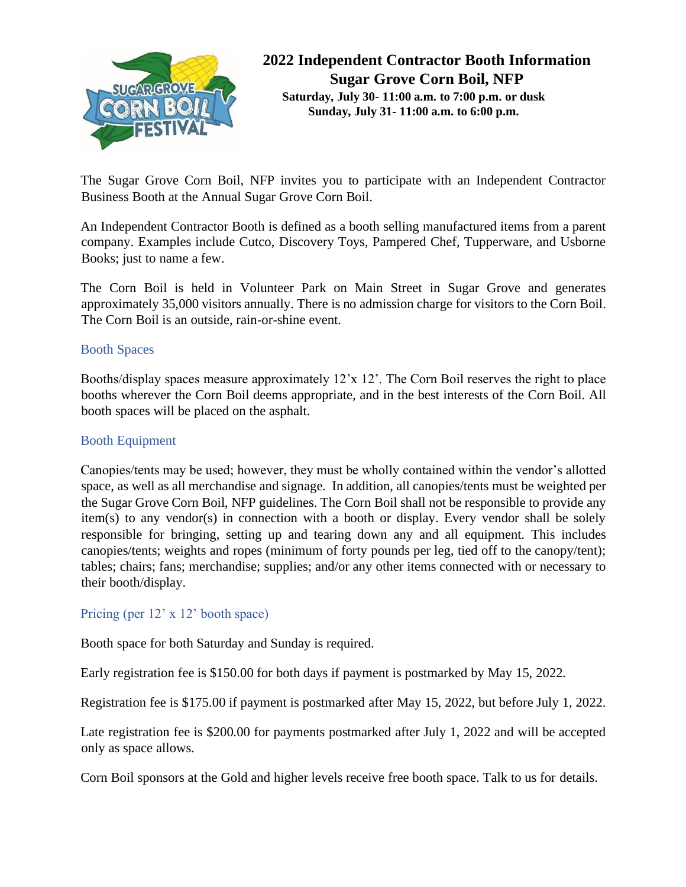# 2022 Independent Contractor Booth Information

## Sugar Grove Corn Boil, NFP

**Saturday, July 30- 11:00 a.m. to 7:00 p.m. or dusk**
**Sunday, July 31- 11:00 a.m. to 6:00 p.m.**

The Sugar Grove Corn Boil, NFP invites you to participate with an Independent Contractor Business Booth at the Annual Sugar Grove Corn Boil.

An Independent Contractor Booth is defined as a booth selling manufactured items from a parent company. Examples include Cutco, Discovery Toys, Pampered Chef, Tupperware, and Usborne Books; just to name a few.

The Corn Boil is held in Volunteer Park on Main Street in Sugar Grove and generates approximately 35,000 visitors annually. There is no admission charge for visitors to the Corn Boil. The Corn Boil is an outside, rain-or-shine event.

### Booth Spaces

Booths/display spaces measure approximately 12'x 12'. The Corn Boil reserves the right to place booths wherever the Corn Boil deems appropriate, and in the best interests of the Corn Boil. All booth spaces will be placed on the asphalt.

### Booth Equipment

Canopies/tents may be used; however, they must be wholly contained within the vendor's allotted space, as well as all merchandise and signage. In addition, all canopies/tents must be weighted per the Sugar Grove Corn Boil, NFP guidelines. The Corn Boil shall not be responsible to provide any item(s) to any vendor(s) in connection with a booth or display. Every vendor shall be solely responsible for bringing, setting up and tearing down any and all equipment. This includes canopies/tents; weights and ropes (minimum of forty pounds per leg, tied off to the canopy/tent); tables; chairs; fans; merchandise; supplies; and/or any other items connected with or necessary to their booth/display.

### Pricing (per 12' x 12' booth space)

Booth space for both Saturday and Sunday is required.

Early registration fee is $150.00 for both days if payment is postmarked by May 15, 2022.

Registration fee is $175.00 if payment is postmarked after May 15, 2022, but before July 1, 2022.

Late registration fee is $200.00 for payments postmarked after July 1, 2022 and will be accepted only as space allows.

Corn Boil sponsors at the Gold and higher levels receive free booth space. Talk to us for details.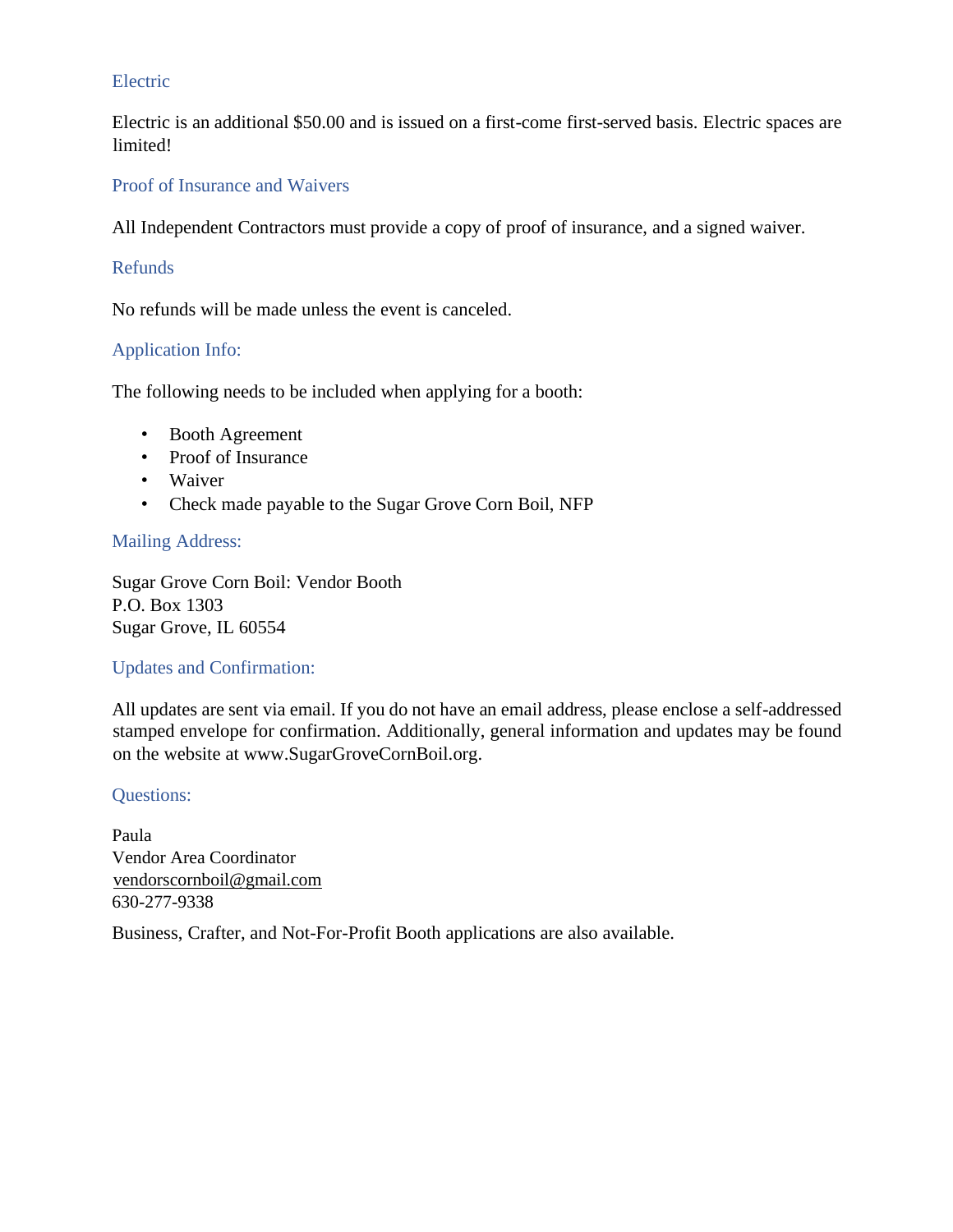## Electric

Electric is an additional $50.00 and is issued on a first-come first-served basis. Electric spaces are limited!

## Proof of Insurance and Waivers

All Independent Contractors must provide a copy of proof of insurance, and a signed waiver.

## Refunds

No refunds will be made unless the event is canceled.

## Application Info:

The following needs to be included when applying for a booth:

- Booth Agreement
- Proof of Insurance
- Waiver
- Check made payable to the Sugar Grove Corn Boil, NFP

## Mailing Address:

Sugar Grove Corn Boil: Vendor Booth
P.O. Box 1303
Sugar Grove, IL 60554

## Updates and Confirmation:

All updates are sent via email. If you do not have an email address, please enclose a self-addressed stamped envelope for confirmation. Additionally, general information and updates may be found on the website at www.SugarGroveCornBoil.org.

## Questions:

Paula
Vendor Area Coordinator
vendorscornboil@gmail.com
630-277-9338

Business, Crafter, and Not-For-Profit Booth applications are also available.